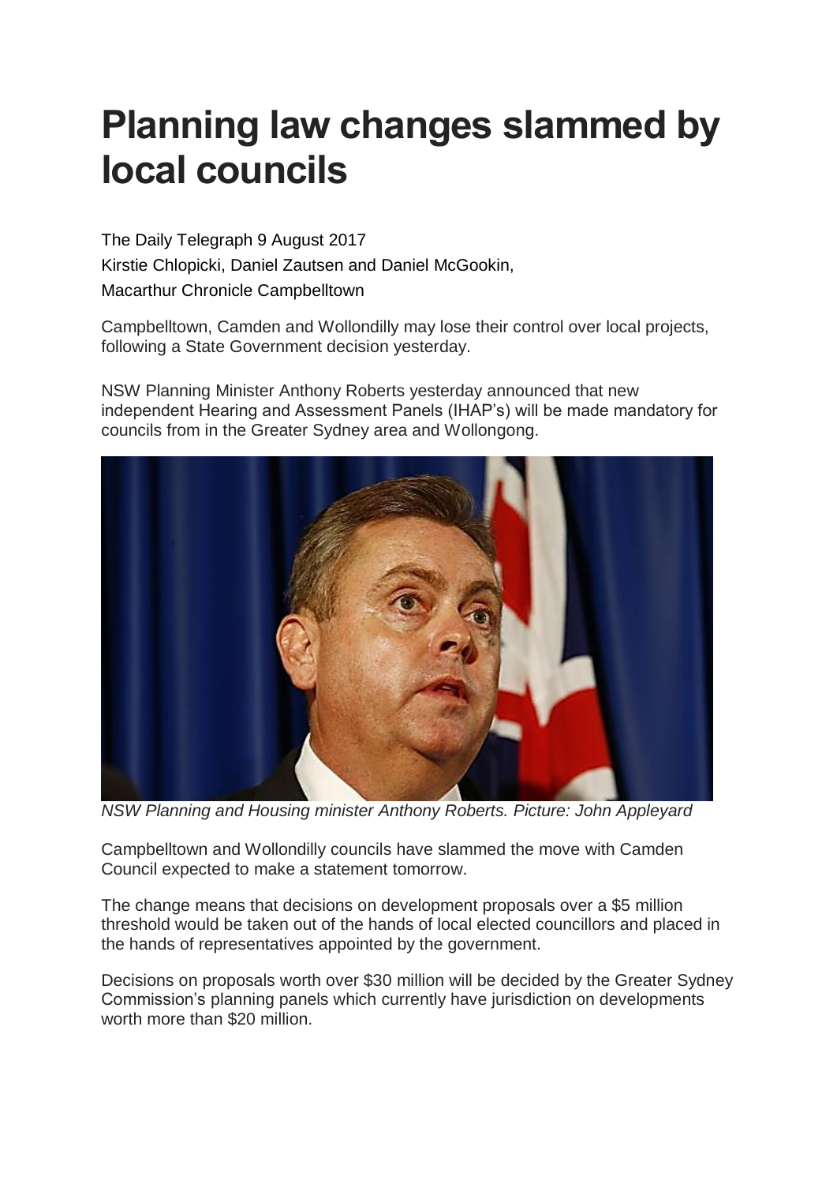# Planning law changes slammed by local councils

The Daily Telegraph 9 August 2017
Kirstie Chlopicki, Daniel Zautsen and Daniel McGookin,
Macarthur Chronicle Campbelltown

Campbelltown, Camden and Wollondilly may lose their control over local projects, following a State Government decision yesterday.

NSW Planning Minister Anthony Roberts yesterday announced that new independent Hearing and Assessment Panels (IHAP's) will be made mandatory for councils from in the Greater Sydney area and Wollongong.

*NSW Planning and Housing minister Anthony Roberts. Picture: John Appleyard*

Campbelltown and Wollondilly councils have slammed the move with Camden Council expected to make a statement tomorrow.

The change means that decisions on development proposals over a $5 million threshold would be taken out of the hands of local elected councillors and placed in the hands of representatives appointed by the government.

Decisions on proposals worth over $30 million will be decided by the Greater Sydney Commission's planning panels which currently have jurisdiction on developments worth more than $20 million.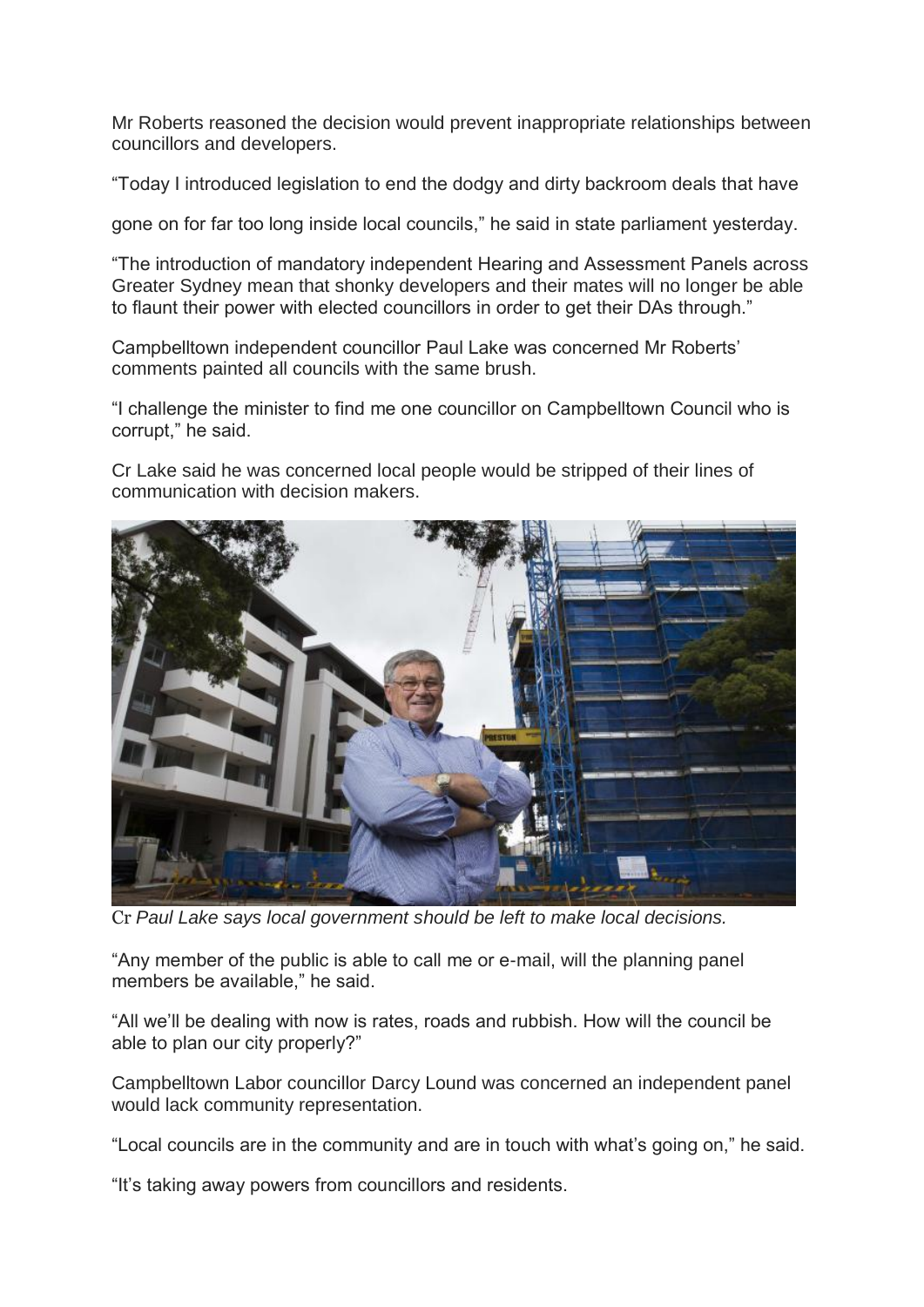Mr Roberts reasoned the decision would prevent inappropriate relationships between councillors and developers.

"Today I introduced legislation to end the dodgy and dirty backroom deals that have gone on for far too long inside local councils," he said in state parliament yesterday.

"The introduction of mandatory independent Hearing and Assessment Panels across Greater Sydney mean that shonky developers and their mates will no longer be able to flaunt their power with elected councillors in order to get their DAs through."

Campbelltown independent councillor Paul Lake was concerned Mr Roberts' comments painted all councils with the same brush.

"I challenge the minister to find me one councillor on Campbelltown Council who is corrupt," he said.

Cr Lake said he was concerned local people would be stripped of their lines of communication with decision makers.

Cr *Paul Lake says local government should be left to make local decisions.*

"Any member of the public is able to call me or e-mail, will the planning panel members be available," he said.

"All we'll be dealing with now is rates, roads and rubbish. How will the council be able to plan our city properly?"

Campbelltown Labor councillor Darcy Lound was concerned an independent panel would lack community representation.

"Local councils are in the community and are in touch with what's going on," he said.

"It's taking away powers from councillors and residents.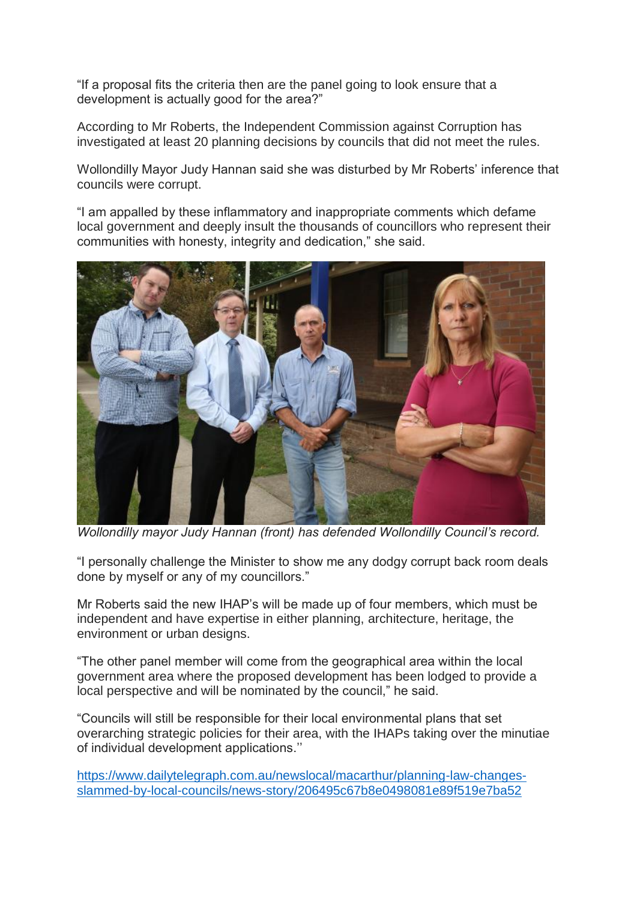"If a proposal fits the criteria then are the panel going to look ensure that a development is actually good for the area?"

According to Mr Roberts, the Independent Commission against Corruption has investigated at least 20 planning decisions by councils that did not meet the rules.

Wollondilly Mayor Judy Hannan said she was disturbed by Mr Roberts' inference that councils were corrupt.

"I am appalled by these inflammatory and inappropriate comments which defame local government and deeply insult the thousands of councillors who represent their communities with honesty, integrity and dedication," she said.

*Wollondilly mayor Judy Hannan (front) has defended Wollondilly Council's record.*

"I personally challenge the Minister to show me any dodgy corrupt back room deals done by myself or any of my councillors."

Mr Roberts said the new IHAP's will be made up of four members, which must be independent and have expertise in either planning, architecture, heritage, the environment or urban designs.

"The other panel member will come from the geographical area within the local government area where the proposed development has been lodged to provide a local perspective and will be nominated by the council," he said.

"Councils will still be responsible for their local environmental plans that set overarching strategic policies for their area, with the IHAPs taking over the minutiae of individual development applications.''

[https://www.dailytelegraph.com.au/newslocal/macarthur/planning-law-changes-slammed-by-local-councils/news-story/206495c67b8e0498081e89f519e7ba52](https://www.dailytelegraph.com.au/newslocal/macarthur/planning-law-changes-slammed-by-local-councils/news-story/206495c67b8e0498081e89f519e7ba52)